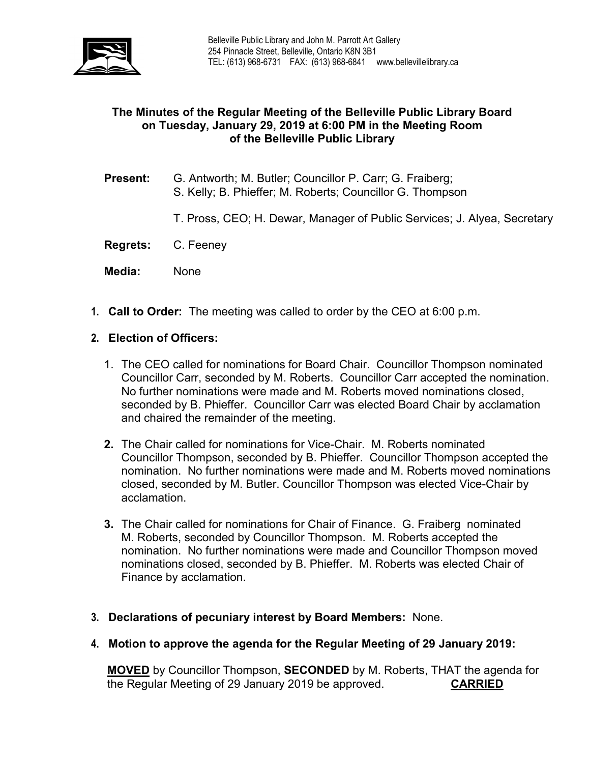Belleville Public Library and John M. Parrott Art Gallery
254 Pinnacle Street, Belleville, Ontario K8N 3B1
TEL: (613) 968-6731 FAX: (613) 968-6841 www.bellevillelibrary.ca

# The Minutes of the Regular Meeting of the Belleville Public Library Board on Tuesday, January 29, 2019 at 6:00 PM in the Meeting Room of the Belleville Public Library

**Present:** G. Antworth; M. Butler; Councillor P. Carr; G. Fraiberg; S. Kelly; B. Phieffer; M. Roberts; Councillor G. Thompson

T. Pross, CEO; H. Dewar, Manager of Public Services; J. Alyea, Secretary

**Regrets:** C. Feeney

**Media:** None

1. **Call to Order:** The meeting was called to order by the CEO at 6:00 p.m.

2. **Election of Officers:**

   1. The CEO called for nominations for Board Chair. Councillor Thompson nominated Councillor Carr, seconded by M. Roberts. Councillor Carr accepted the nomination. No further nominations were made and M. Roberts moved nominations closed, seconded by B. Phieffer. Councillor Carr was elected Board Chair by acclamation and chaired the remainder of the meeting.

   2. The Chair called for nominations for Vice-Chair. M. Roberts nominated Councillor Thompson, seconded by B. Phieffer. Councillor Thompson accepted the nomination. No further nominations were made and M. Roberts moved nominations closed, seconded by M. Butler. Councillor Thompson was elected Vice-Chair by acclamation.

   3. The Chair called for nominations for Chair of Finance. G. Fraiberg nominated M. Roberts, seconded by Councillor Thompson. M. Roberts accepted the nomination. No further nominations were made and Councillor Thompson moved nominations closed, seconded by B. Phieffer. M. Roberts was elected Chair of Finance by acclamation.

3. **Declarations of pecuniary interest by Board Members:** None.

4. **Motion to approve the agenda for the Regular Meeting of 29 January 2019:**

   **MOVED** by Councillor Thompson, **SECONDED** by M. Roberts, THAT the agenda for the Regular Meeting of 29 January 2019 be approved. **CARRIED**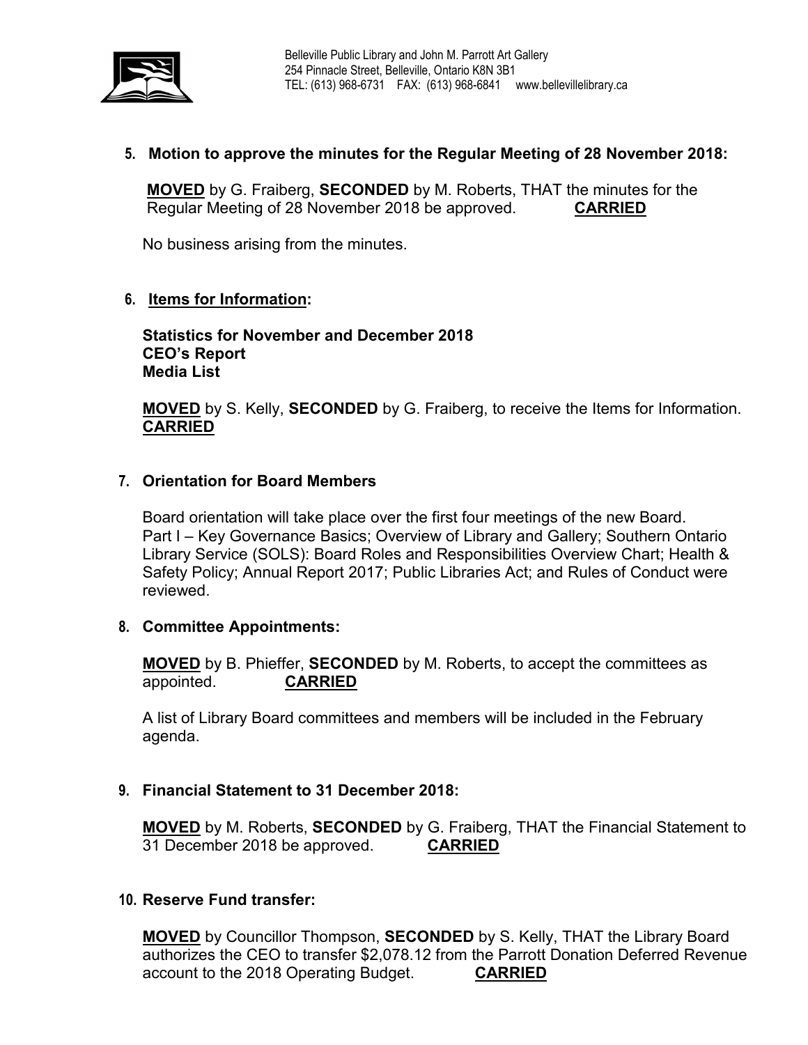**5. Motion to approve the minutes for the Regular Meeting of 28 November 2018:**

**MOVED** by G. Fraiberg, **SECONDED** by M. Roberts, THAT the minutes for the Regular Meeting of 28 November 2018 be approved. **CARRIED**

No business arising from the minutes.

**6. Items for Information:**

**Statistics for November and December 2018**
**CEO's Report**
**Media List**

**MOVED** by S. Kelly, **SECONDED** by G. Fraiberg, to receive the Items for Information. **CARRIED**

**7. Orientation for Board Members**

Board orientation will take place over the first four meetings of the new Board. Part I – Key Governance Basics; Overview of Library and Gallery; Southern Ontario Library Service (SOLS): Board Roles and Responsibilities Overview Chart; Health & Safety Policy; Annual Report 2017; Public Libraries Act; and Rules of Conduct were reviewed.

**8. Committee Appointments:**

**MOVED** by B. Phieffer, **SECONDED** by M. Roberts, to accept the committees as appointed. **CARRIED**

A list of Library Board committees and members will be included in the February agenda.

**9. Financial Statement to 31 December 2018:**

**MOVED** by M. Roberts, **SECONDED** by G. Fraiberg, THAT the Financial Statement to 31 December 2018 be approved. **CARRIED**

**10. Reserve Fund transfer:**

**MOVED** by Councillor Thompson, **SECONDED** by S. Kelly, THAT the Library Board authorizes the CEO to transfer $2,078.12 from the Parrott Donation Deferred Revenue account to the 2018 Operating Budget. **CARRIED**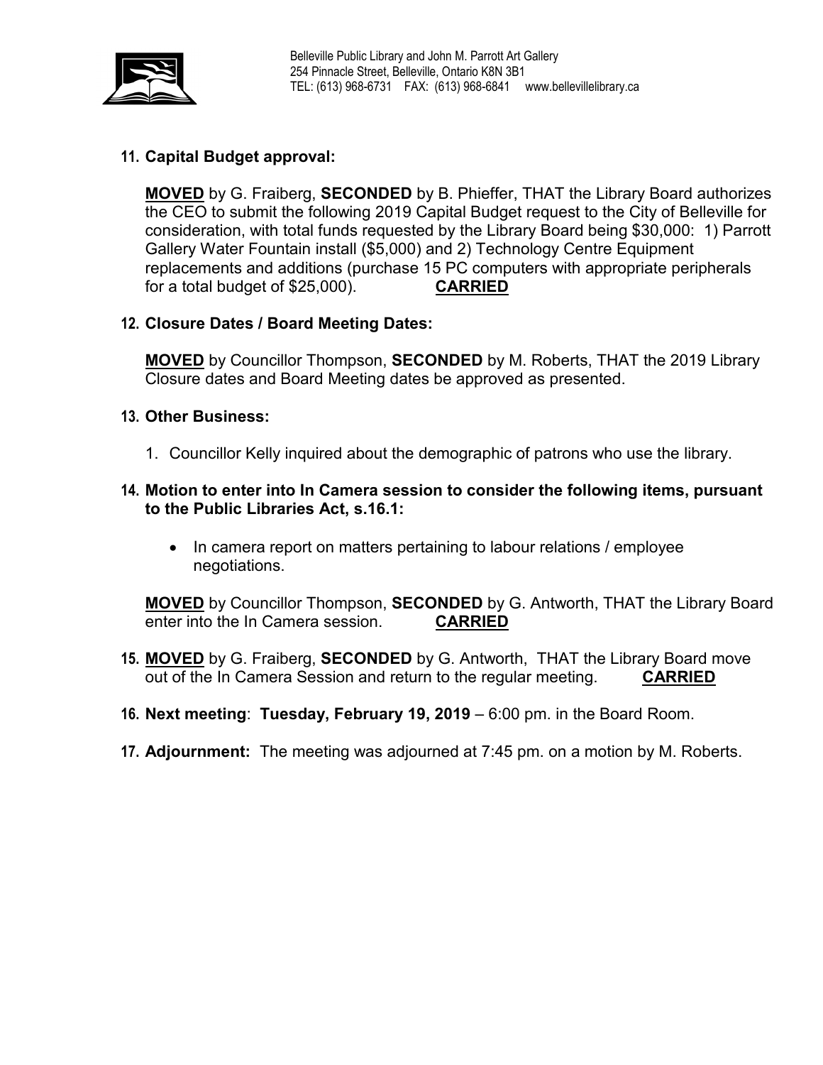**11. Capital Budget approval:**

**MOVED** by G. Fraiberg, **SECONDED** by B. Phieffer, THAT the Library Board authorizes the CEO to submit the following 2019 Capital Budget request to the City of Belleville for consideration, with total funds requested by the Library Board being $30,000: 1) Parrott Gallery Water Fountain install ($5,000) and 2) Technology Centre Equipment replacements and additions (purchase 15 PC computers with appropriate peripherals for a total budget of $25,000). **CARRIED**

**12. Closure Dates / Board Meeting Dates:**

**MOVED** by Councillor Thompson, **SECONDED** by M. Roberts, THAT the 2019 Library Closure dates and Board Meeting dates be approved as presented.

**13. Other Business:**

1. Councillor Kelly inquired about the demographic of patrons who use the library.

**14. Motion to enter into In Camera session to consider the following items, pursuant to the Public Libraries Act, s.16.1:**

- In camera report on matters pertaining to labour relations / employee negotiations.

**MOVED** by Councillor Thompson, **SECONDED** by G. Antworth, THAT the Library Board enter into the In Camera session. **CARRIED**

**15.** **MOVED** by G. Fraiberg, **SECONDED** by G. Antworth, THAT the Library Board move out of the In Camera Session and return to the regular meeting. **CARRIED**

**16. Next meeting**: **Tuesday, February 19, 2019** – 6:00 pm. in the Board Room.

**17. Adjournment:** The meeting was adjourned at 7:45 pm. on a motion by M. Roberts.